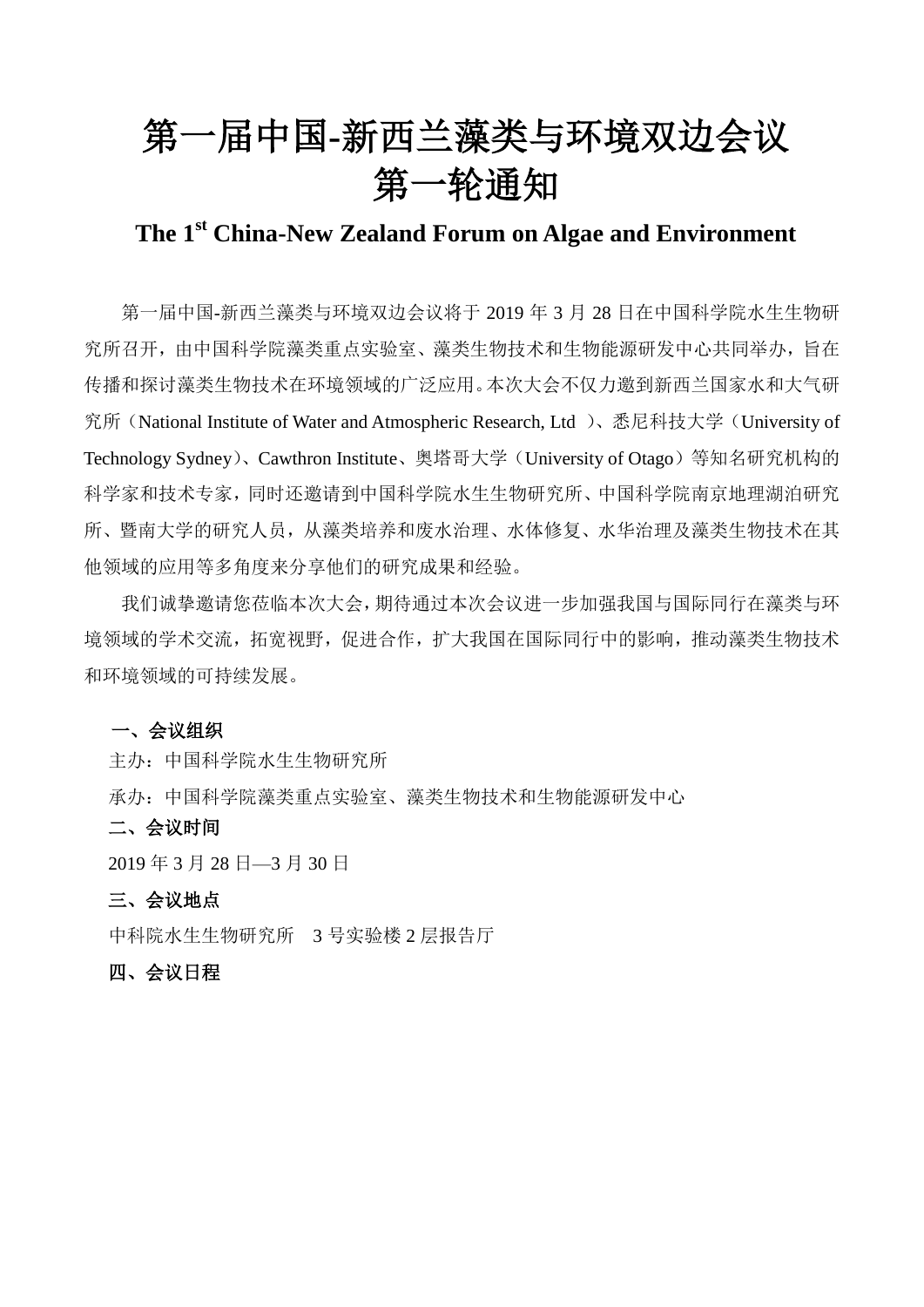# 第一届中国-新西兰藻类与环境双边会议
# 第一轮通知

## The 1st China-New Zealand Forum on Algae and Environment

第一届中国-新西兰藻类与环境双边会议将于 2019 年 3 月 28 日在中国科学院水生生物研究所召开，由中国科学院藻类重点实验室、藻类生物技术和生物能源研发中心共同举办，旨在传播和探讨藻类生物技术在环境领域的广泛应用。本次大会不仅力邀到新西兰国家水和大气研究所（National Institute of Water and Atmospheric Research, Ltd ）、悉尼科技大学（University of Technology Sydney）、Cawthron Institute、奥塔哥大学（University of Otago）等知名研究机构的科学家和技术专家，同时还邀请到中国科学院水生生物研究所、中国科学院南京地理湖泊研究所、暨南大学的研究人员，从藻类培养和废水治理、水体修复、水华治理及藻类生物技术在其他领域的应用等多角度来分享他们的研究成果和经验。

我们诚挚邀请您莅临本次大会，期待通过本次会议进一步加强我国与国际同行在藻类与环境领域的学术交流，拓宽视野，促进合作，扩大我国在国际同行中的影响，推动藻类生物技术和环境领域的可持续发展。

**一、会议组织**

主办：中国科学院水生生物研究所

承办：中国科学院藻类重点实验室、藻类生物技术和生物能源研发中心

**二、会议时间**

2019 年 3 月 28 日—3 月 30 日

**三、会议地点**

中科院水生生物研究所　3 号实验楼 2 层报告厅

**四、会议日程**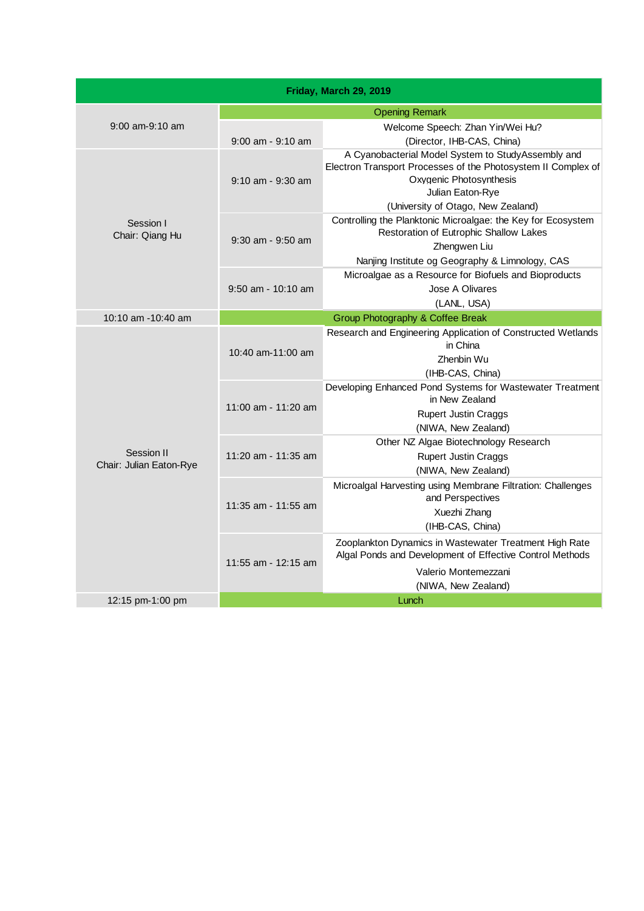| Friday, March 29, 2019 | | |
|---|---|---|
| 9:00 am-9:10 am | Opening Remark | |
| | 9:00 am - 9:10 am | Welcome Speech: Zhan Yin/Wei Hu?<br>(Director, IHB-CAS, China) |
| Session I<br>Chair: Qiang Hu | 9:10 am - 9:30 am | A Cyanobacterial Model System to StudyAssembly and Electron Transport Processes of the Photosystem II Complex of Oxygenic Photosynthesis<br>Julian Eaton-Rye<br>(University of Otago, New Zealand) |
| | 9:30 am - 9:50 am | Controlling the Planktonic Microalgae: the Key for Ecosystem Restoration of Eutrophic Shallow Lakes<br>Zhengwen Liu<br>Nanjing Institute og Geography & Limnology, CAS |
| | 9:50 am - 10:10 am | Microalgae as a Resource for Biofuels and Bioproducts<br>Jose A Olivares<br>(LANL, USA) |
| 10:10 am -10:40 am | Group Photography & Coffee Break | |
| Session II<br>Chair: Julian Eaton-Rye | 10:40 am-11:00 am | Research and Engineering Application of Constructed Wetlands in China<br>Zhenbin Wu<br>(IHB-CAS, China) |
| | 11:00 am - 11:20 am | Developing Enhanced Pond Systems for Wastewater Treatment in New Zealand<br>Rupert Justin Craggs<br>(NIWA, New Zealand) |
| | 11:20 am - 11:35 am | Other NZ Algae Biotechnology Research<br>Rupert Justin Craggs<br>(NIWA, New Zealand) |
| | 11:35 am - 11:55 am | Microalgal Harvesting using Membrane Filtration: Challenges and Perspectives<br>Xuezhi Zhang<br>(IHB-CAS, China) |
| | 11:55 am - 12:15 am | Zooplankton Dynamics in Wastewater Treatment High Rate Algal Ponds and Development of Effective Control Methods<br>Valerio Montemezzani<br>(NIWA, New Zealand) |
| 12:15 pm-1:00 pm | Lunch | |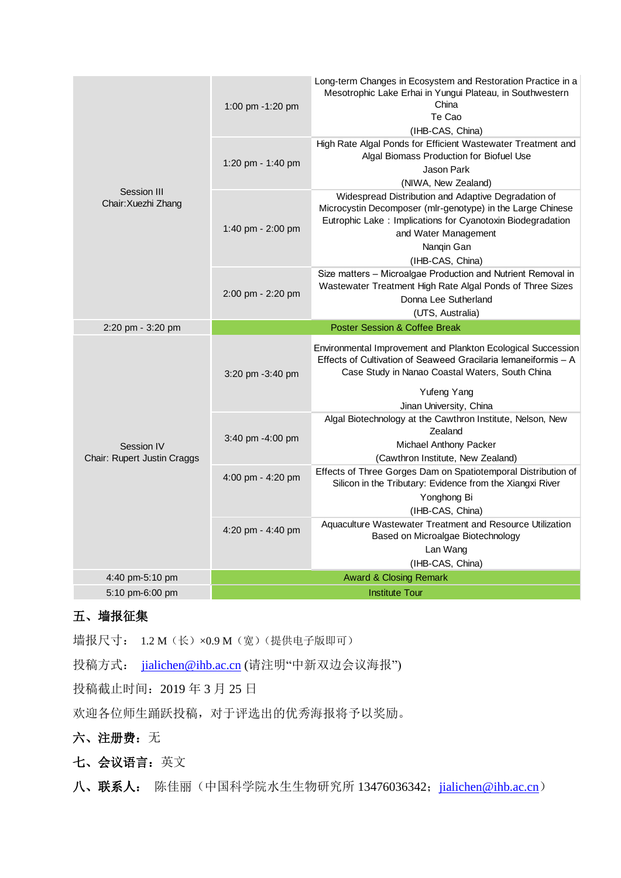| | | |
|---|---|---|
| Session III<br>Chair:Xuezhi Zhang | 1:00 pm -1:20 pm | Long-term Changes in Ecosystem and Restoration Practice in a Mesotrophic Lake Erhai in Yungui Plateau, in Southwestern China<br>Te Cao<br>(IHB-CAS, China) |
| | 1:20 pm - 1:40 pm | High Rate Algal Ponds for Efficient Wastewater Treatment and Algal Biomass Production for Biofuel Use<br>Jason Park<br>(NIWA, New Zealand) |
| | 1:40 pm - 2:00 pm | Widespread Distribution and Adaptive Degradation of Microcystin Decomposer (mlr-genotype) in the Large Chinese Eutrophic Lake：Implications for Cyanotoxin Biodegradation and Water Management<br>Nanqin Gan<br>(IHB-CAS, China) |
| | 2:00 pm - 2:20 pm | Size matters – Microalgae Production and Nutrient Removal in Wastewater Treatment High Rate Algal Ponds of Three Sizes<br>Donna Lee Sutherland<br>(UTS, Australia) |
| 2:20 pm - 3:20 pm | Poster Session & Coffee Break | |
| Session IV<br>Chair: Rupert Justin Craggs | 3:20 pm -3:40 pm | Environmental Improvement and Plankton Ecological Succession Effects of Cultivation of Seaweed Gracilaria lemaneiformis – A Case Study in Nanao Coastal Waters, South China<br><br>Yufeng Yang<br>Jinan University, China |
| | 3:40 pm -4:00 pm | Algal Biotechnology at the Cawthron Institute, Nelson, New Zealand<br>Michael Anthony Packer<br>(Cawthron Institute, New Zealand) |
| | 4:00 pm - 4:20 pm | Effects of Three Gorges Dam on Spatiotemporal Distribution of Silicon in the Tributary: Evidence from the Xiangxi River<br>Yonghong Bi<br>(IHB-CAS, China) |
| | 4:20 pm - 4:40 pm | Aquaculture Wastewater Treatment and Resource Utilization Based on Microalgae Biotechnology<br>Lan Wang<br>(IHB-CAS, China) |
| 4:40 pm-5:10 pm | Award & Closing Remark | |
| 5:10 pm-6:00 pm | Institute Tour | |

**五、墙报征集**

墙报尺寸： 1.2 M（长）×0.9 M（宽）(提供电子版即可)

投稿方式： jialichen@ihb.ac.cn (请注明"中新双边会议海报")

投稿截止时间：2019 年 3 月 25 日

欢迎各位师生踊跃投稿，对于评选出的优秀海报将予以奖励。

**六、注册费：**无

**七、会议语言：**英文

**八、联系人：** 陈佳丽（中国科学院水生生物研究所 13476036342；jialichen@ihb.ac.cn）